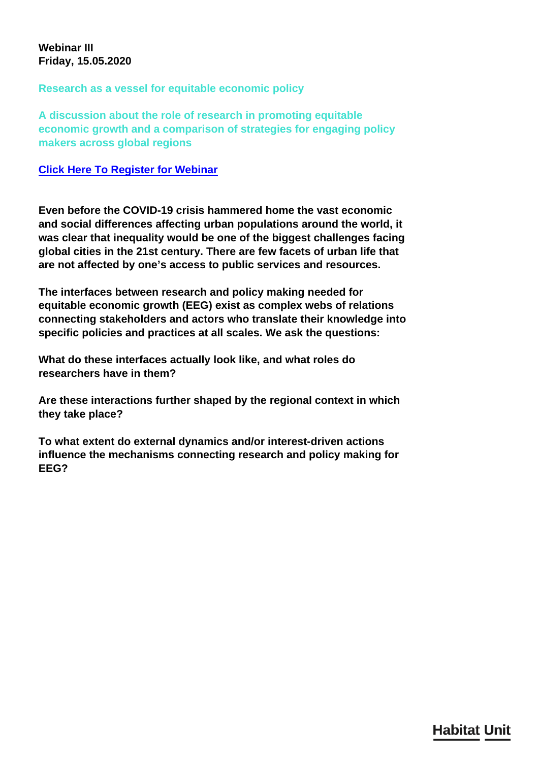**Webinar III**
**Friday, 15.05.2020**

## Research as a vessel for equitable economic policy

### A discussion about the role of research in promoting equitable economic growth and a comparison of strategies for engaging policy makers across global regions

**Click Here To Register for Webinar**

**Even before the COVID-19 crisis hammered home the vast economic and social differences affecting urban populations around the world, it was clear that inequality would be one of the biggest challenges facing global cities in the 21st century. There are few facets of urban life that are not affected by one's access to public services and resources.**

**The interfaces between research and policy making needed for equitable economic growth (EEG) exist as complex webs of relations connecting stakeholders and actors who translate their knowledge into specific policies and practices at all scales. We ask the questions:**

**What do these interfaces actually look like, and what roles do researchers have in them?**

**Are these interactions further shaped by the regional context in which they take place?**

**To what extent do external dynamics and/or interest-driven actions influence the mechanisms connecting research and policy making for EEG?**

**Habitat Unit**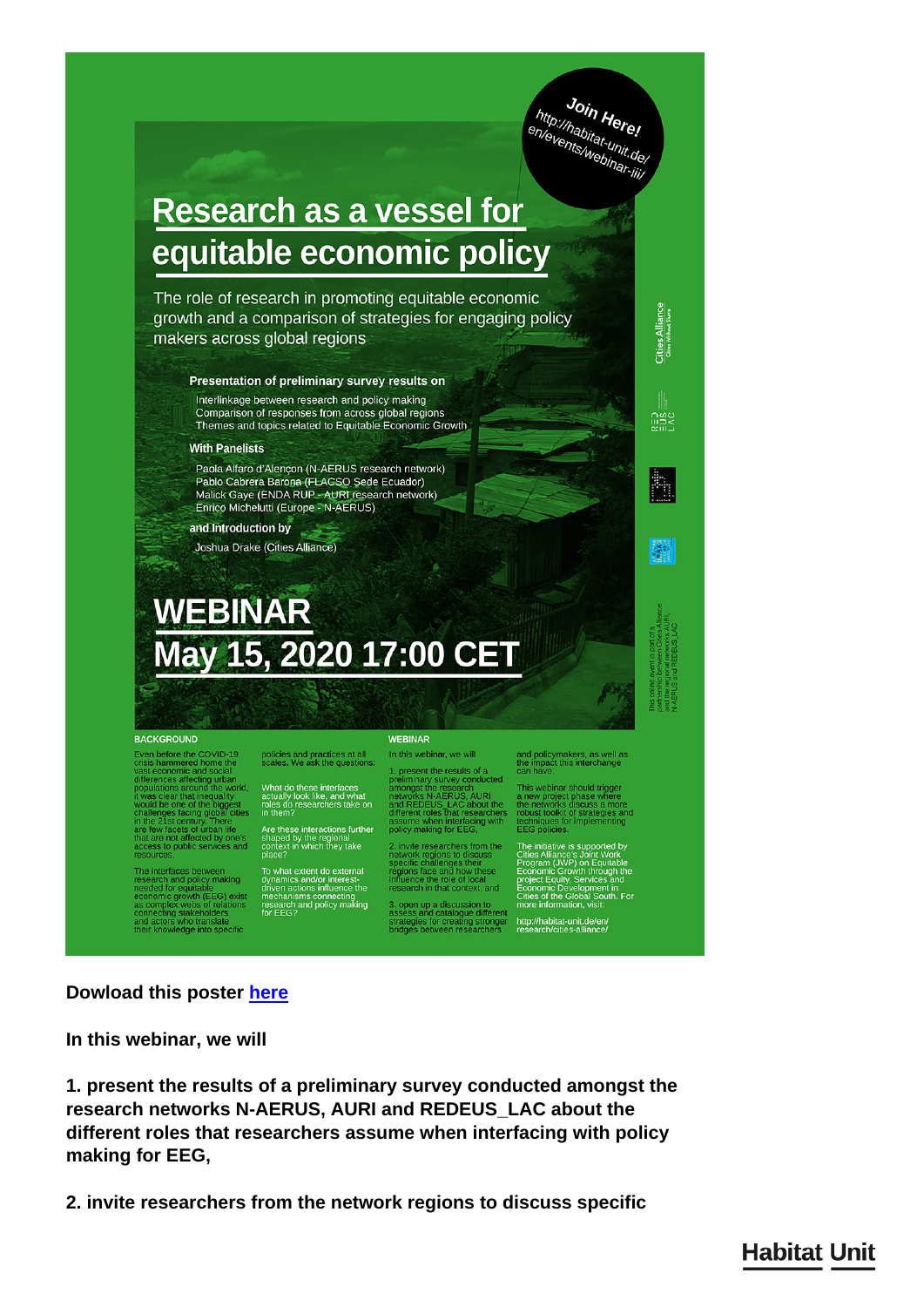# Research as a vessel for equitable economic policy

The role of research in promoting equitable economic growth and a comparison of strategies for engaging policy makers across global regions

**Join Here!** http://habitat-unit.de/en/events/webinar-iii/

**Presentation of preliminary survey results on**

- Interlinkage between research and policy making
- Comparison of responses from across global regions
- Themes and topics related to Equitable Economic Growth

**With Panelists**

- Paola Alfaro d'Alençon (N-AERUS research network)
- Pablo Cabrera Barona (FLACSO Sede Ecuador)
- Malick Gaye (ENDA RUP - AURI research network)
- Enrico Michelutti (Europe - N-AERUS)

**and Introduction by**

Joshua Drake (Cities Alliance)

## WEBINAR
## May 15, 2020 17:00 CET

This online event is part of a partnership between Cities Alliance and the regional networks AURI, N-AERUS and REDEUS_LAC

**BACKGROUND**

Even before the COVID-19 crisis hammered home the vast economic and social differences affecting urban populations around the world, it was clear that inequality would be one of the biggest challenges facing global cities in the 21st century. There are few facets of urban life that are not affected by one's access to public services and resources.

The interfaces between research and policy making needed for equitable economic growth (EEG) exist as complex webs of relations connecting stakeholders and actors who translate their knowledge into specific policies and practices at all scales. We ask the questions:

What do these interfaces actually look like, and what roles do researchers take on in them?

Are these interactions further shaped by the regional context in which they take place?

To what extent do external dynamics and/or interest-driven actions influence the mechanisms connecting research and policy making for EEG?

**WEBINAR**

In this webinar, we will

1. present the results of a preliminary survey conducted amongst the research networks N-AERUS, AURI and REDEUS_LAC about the different roles that researchers assume when interfacing with policy making for EEG,

2. invite researchers from the network regions to discuss specific challenges their regions face and how these influence the role of local research in that context, and

3. open up a discussion to assess and catalogue different strategies for creating stronger bridges between researchers and policymakers, as well as the impact this interchange can have.

This webinar should trigger a new project phase where the networks discuss a more robust toolkit of strategies and techniques for implementing EEG policies.

The initiative is supported by Cities Alliance's Joint Work Program (JWP) on Equitable Economic Growth through the project Equity, Services and Economic Development in Cities of the Global South. For more information, visit:

http://habitat-unit.de/en/research/cities-alliance/

**Dowload this poster [here](#)**

**In this webinar, we will**

**1. present the results of a preliminary survey conducted amongst the research networks N-AERUS, AURI and REDEUS_LAC about the different roles that researchers assume when interfacing with policy making for EEG,**

**2. invite researchers from the network regions to discuss specific**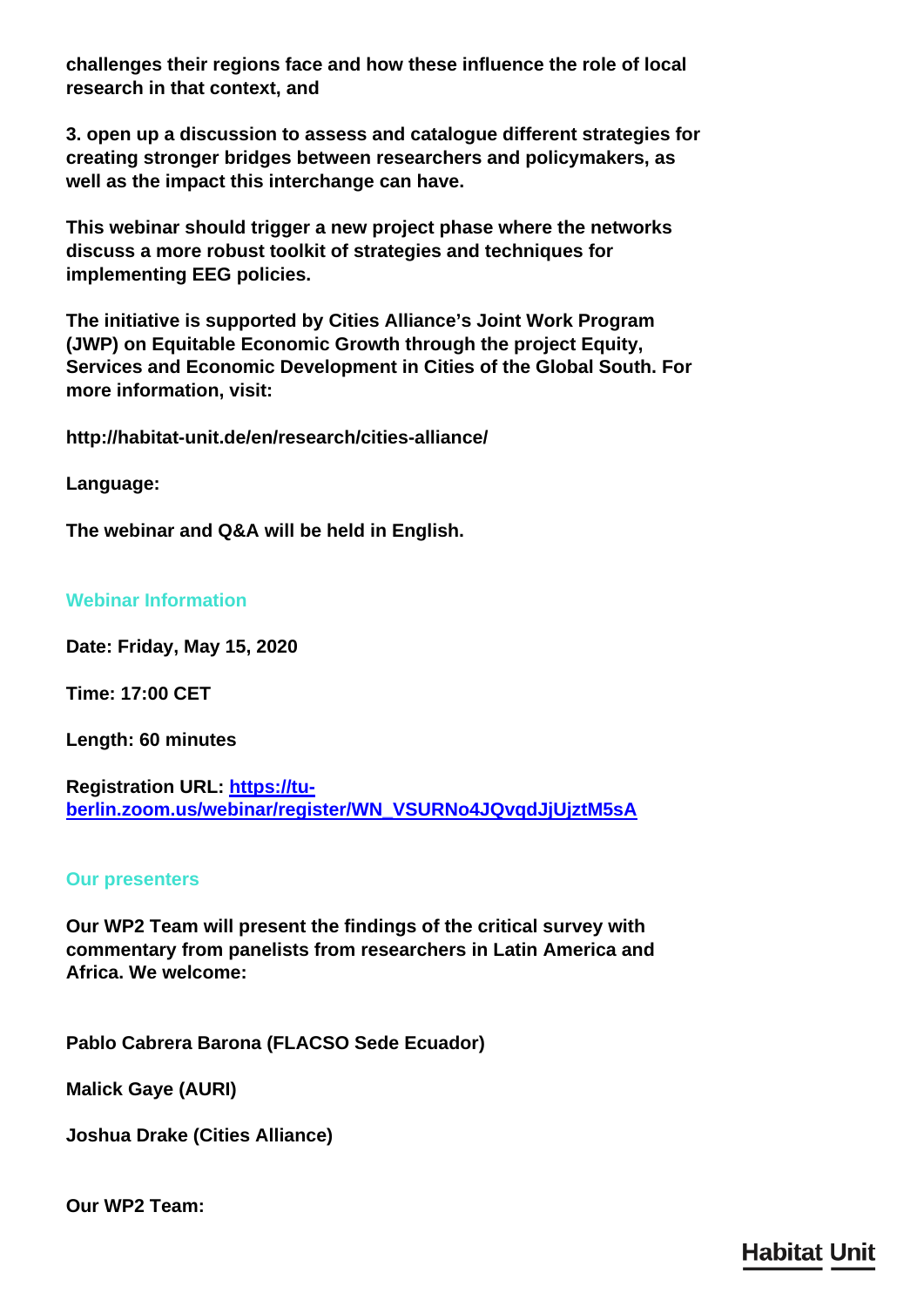**challenges their regions face and how these influence the role of local research in that context, and**

**3. open up a discussion to assess and catalogue different strategies for creating stronger bridges between researchers and policymakers, as well as the impact this interchange can have.**

**This webinar should trigger a new project phase where the networks discuss a more robust toolkit of strategies and techniques for implementing EEG policies.**

**The initiative is supported by Cities Alliance's Joint Work Program (JWP) on Equitable Economic Growth through the project Equity, Services and Economic Development in Cities of the Global South. For more information, visit:**

**http://habitat-unit.de/en/research/cities-alliance/**

**Language:**

**The webinar and Q&A will be held in English.**

## Webinar Information

**Date: Friday, May 15, 2020**

**Time: 17:00 CET**

**Length: 60 minutes**

**Registration URL: [https://tu-berlin.zoom.us/webinar/register/WN_VSURNo4JQvqdJjUjztM5sA](https://tu-berlin.zoom.us/webinar/register/WN_VSURNo4JQvqdJjUjztM5sA)**

## Our presenters

**Our WP2 Team will present the findings of the critical survey with commentary from panelists from researchers in Latin America and Africa. We welcome:**

**Pablo Cabrera Barona (FLACSO Sede Ecuador)**

**Malick Gaye (AURI)**

**Joshua Drake (Cities Alliance)**

**Our WP2 Team:**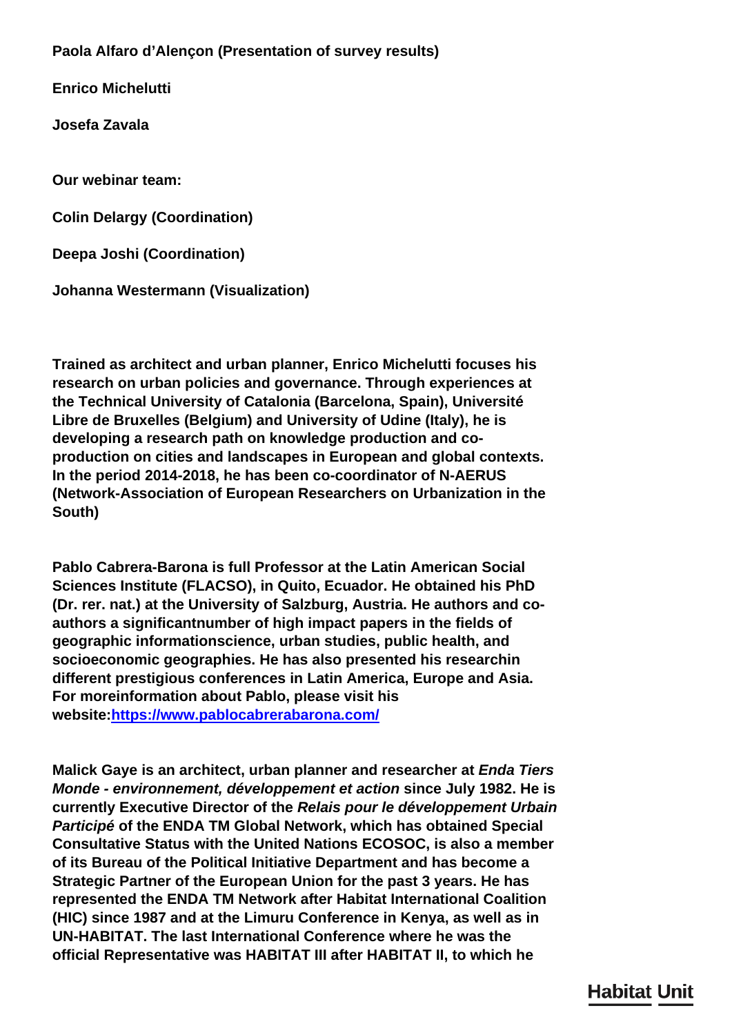**Paola Alfaro d'Alençon (Presentation of survey results)**

**Enrico Michelutti**

**Josefa Zavala**

**Our webinar team:**

**Colin Delargy (Coordination)**

**Deepa Joshi (Coordination)**

**Johanna Westermann (Visualization)**

**Trained as architect and urban planner, Enrico Michelutti focuses his research on urban policies and governance. Through experiences at the Technical University of Catalonia (Barcelona, Spain), Université Libre de Bruxelles (Belgium) and University of Udine (Italy), he is developing a research path on knowledge production and co-production on cities and landscapes in European and global contexts. In the period 2014-2018, he has been co-coordinator of N-AERUS (Network-Association of European Researchers on Urbanization in the South)**

**Pablo Cabrera-Barona is full Professor at the Latin American Social Sciences Institute (FLACSO), in Quito, Ecuador. He obtained his PhD (Dr. rer. nat.) at the University of Salzburg, Austria. He authors and co-authors a significantnumber of high impact papers in the fields of geographic informationscience, urban studies, public health, and socioeconomic geographies. He has also presented his researchin different prestigious conferences in Latin America, Europe and Asia. For moreinformation about Pablo, please visit his website:[https://www.pablocabrerabarona.com/](https://www.pablocabrerabarona.com/)**

**Malick Gaye is an architect, urban planner and researcher at *Enda Tiers Monde - environnement, développement et action* since July 1982. He is currently Executive Director of the *Relais pour le développement Urbain Participé* of the ENDA TM Global Network, which has obtained Special Consultative Status with the United Nations ECOSOC, is also a member of its Bureau of the Political Initiative Department and has become a Strategic Partner of the European Union for the past 3 years. He has represented the ENDA TM Network after Habitat International Coalition (HIC) since 1987 and at the Limuru Conference in Kenya, as well as in UN-HABITAT. The last International Conference where he was the official Representative was HABITAT III after HABITAT II, to which he**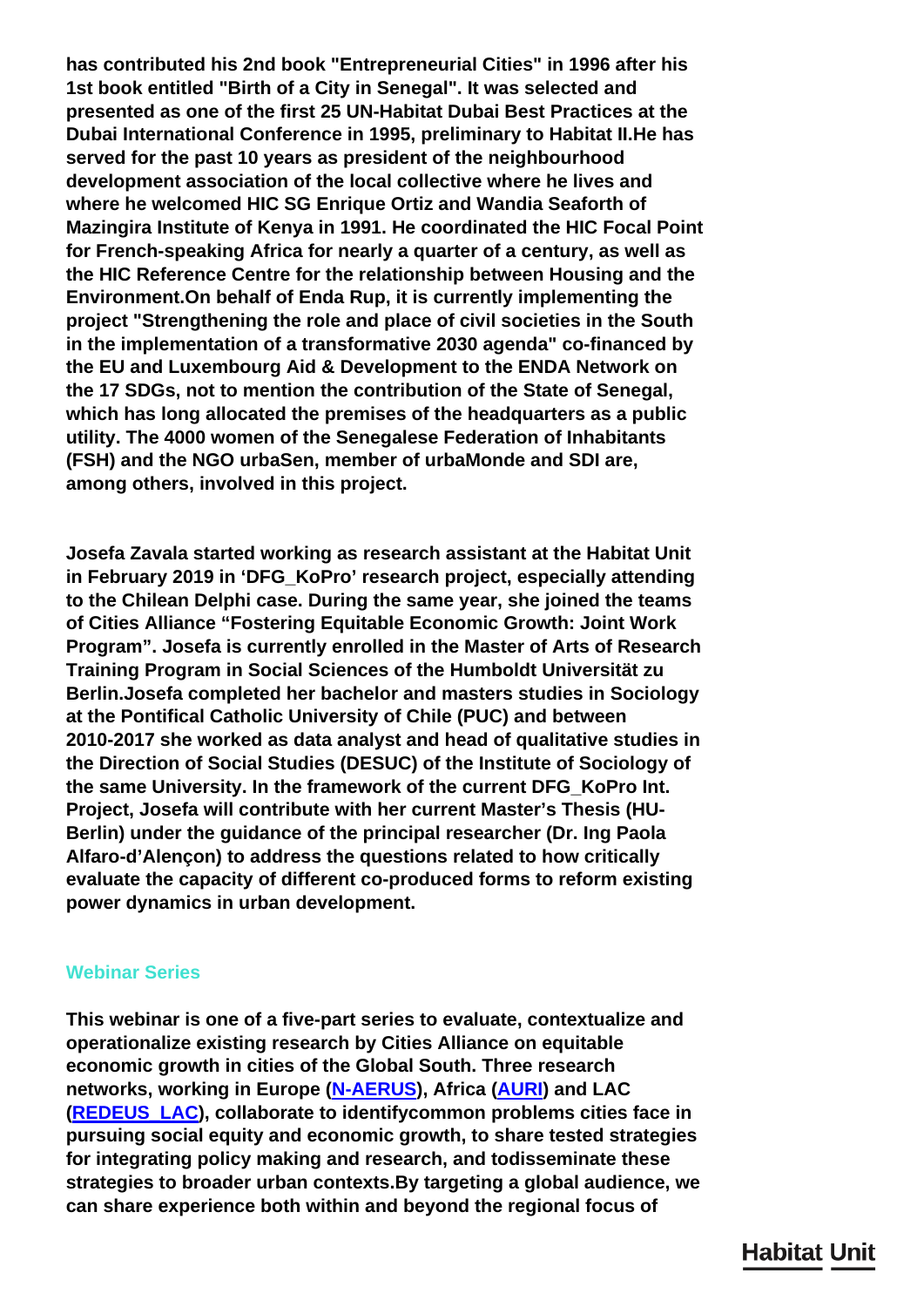**has contributed his 2nd book "Entrepreneurial Cities" in 1996 after his 1st book entitled "Birth of a City in Senegal". It was selected and presented as one of the first 25 UN-Habitat Dubai Best Practices at the Dubai International Conference in 1995, preliminary to Habitat II.He has served for the past 10 years as president of the neighbourhood development association of the local collective where he lives and where he welcomed HIC SG Enrique Ortiz and Wandia Seaforth of Mazingira Institute of Kenya in 1991. He coordinated the HIC Focal Point for French-speaking Africa for nearly a quarter of a century, as well as the HIC Reference Centre for the relationship between Housing and the Environment.On behalf of Enda Rup, it is currently implementing the project "Strengthening the role and place of civil societies in the South in the implementation of a transformative 2030 agenda" co-financed by the EU and Luxembourg Aid & Development to the ENDA Network on the 17 SDGs, not to mention the contribution of the State of Senegal, which has long allocated the premises of the headquarters as a public utility. The 4000 women of the Senegalese Federation of Inhabitants (FSH) and the NGO urbaSen, member of urbaMonde and SDI are, among others, involved in this project.**

**Josefa Zavala started working as research assistant at the Habitat Unit in February 2019 in 'DFG_KoPro' research project, especially attending to the Chilean Delphi case. During the same year, she joined the teams of Cities Alliance "Fostering Equitable Economic Growth: Joint Work Program". Josefa is currently enrolled in the Master of Arts of Research Training Program in Social Sciences of the Humboldt Universität zu Berlin.Josefa completed her bachelor and masters studies in Sociology at the Pontifical Catholic University of Chile (PUC) and between 2010-2017 she worked as data analyst and head of qualitative studies in the Direction of Social Studies (DESUC) of the Institute of Sociology of the same University. In the framework of the current DFG_KoPro Int. Project, Josefa will contribute with her current Master's Thesis (HU-Berlin) under the guidance of the principal researcher (Dr. Ing Paola Alfaro-d'Alençon) to address the questions related to how critically evaluate the capacity of different co-produced forms to reform existing power dynamics in urban development.**

### Webinar Series

**This webinar is one of a five-part series to evaluate, contextualize and operationalize existing research by Cities Alliance on equitable economic growth in cities of the Global South. Three research networks, working in Europe (N-AERUS), Africa (AURI) and LAC (REDEUS_LAC), collaborate to identifycommon problems cities face in pursuing social equity and economic growth, to share tested strategies for integrating policy making and research, and todisseminate these strategies to broader urban contexts.By targeting a global audience, we can share experience both within and beyond the regional focus of**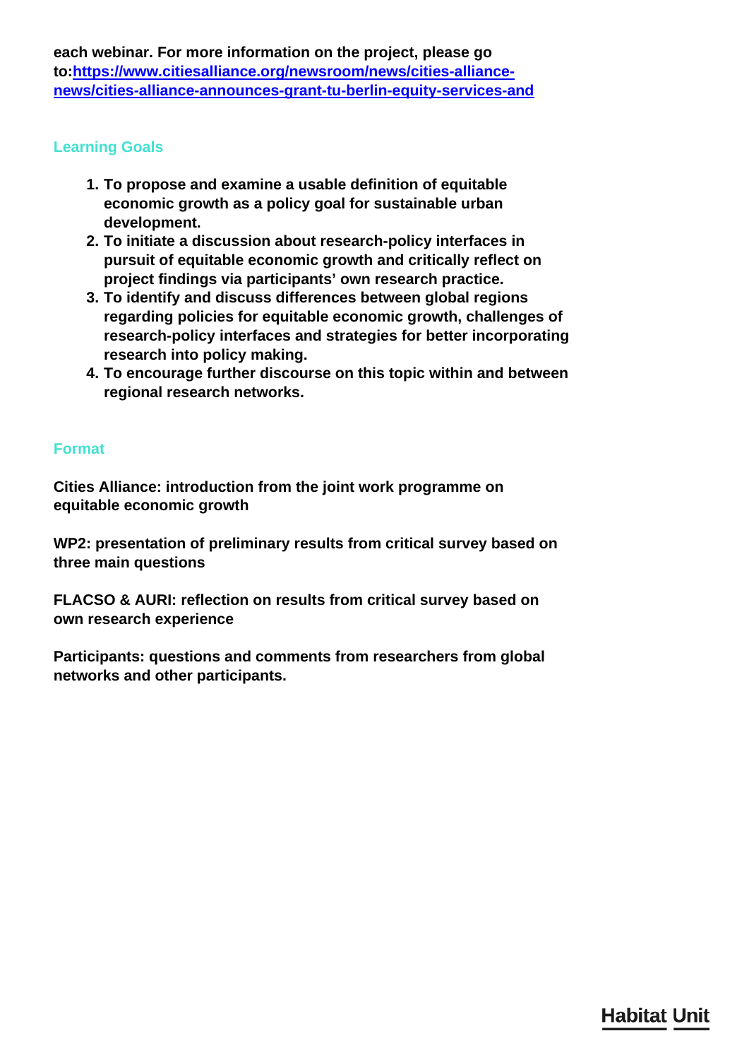**each webinar. For more information on the project, please go to:[https://www.citiesalliance.org/newsroom/news/cities-alliance-news/cities-alliance-announces-grant-tu-berlin-equity-services-and](https://www.citiesalliance.org/newsroom/news/cities-alliance-news/cities-alliance-announces-grant-tu-berlin-equity-services-and)**

## Learning Goals

1. **To propose and examine a usable definition of equitable economic growth as a policy goal for sustainable urban development.**
2. **To initiate a discussion about research-policy interfaces in pursuit of equitable economic growth and critically reflect on project findings via participants' own research practice.**
3. **To identify and discuss differences between global regions regarding policies for equitable economic growth, challenges of research-policy interfaces and strategies for better incorporating research into policy making.**
4. **To encourage further discourse on this topic within and between regional research networks.**

## Format

**Cities Alliance: introduction from the joint work programme on equitable economic growth**

**WP2: presentation of preliminary results from critical survey based on three main questions**

**FLACSO & AURI: reflection on results from critical survey based on own research experience**

**Participants: questions and comments from researchers from global networks and other participants.**